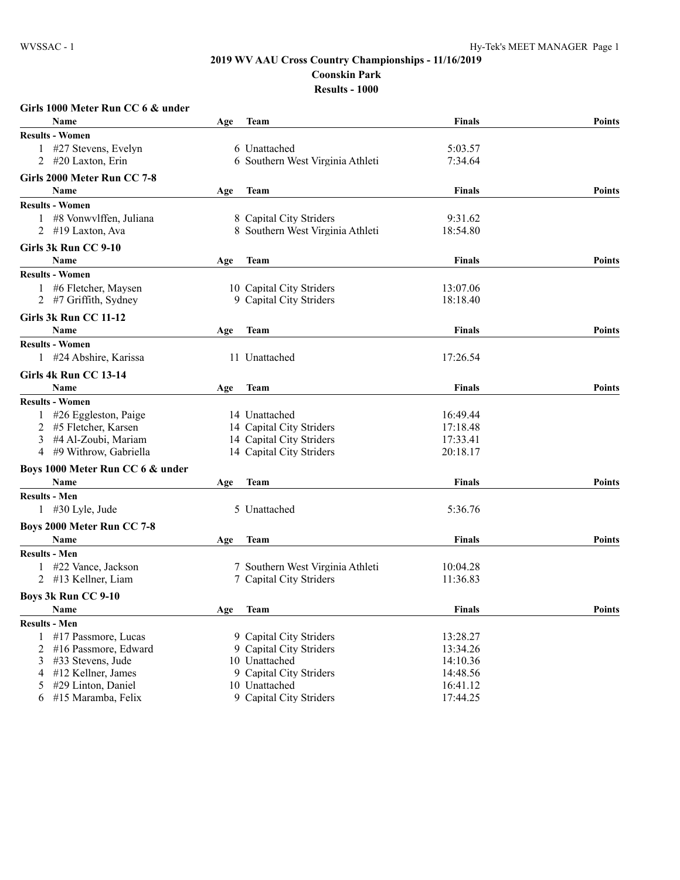## 2019 WV AAU Cross Country Championships - 11/16/2019

### Coonskin Park

### Results - 1000

**Girls 1000 Meter Run CC 6 & under**

| | Name | Age | Team | Finals | Points |
|---|---|---|---|---|---|
| **Results - Women** | | | | | |
| 1 | #27 Stevens, Evelyn | 6 | Unattached | 5:03.57 | |
| 2 | #20 Laxton, Erin | 6 | Southern West Virginia Athleti | 7:34.64 | |

**Girls 2000 Meter Run CC 7-8**

| | Name | Age | Team | Finals | Points |
|---|---|---|---|---|---|
| **Results - Women** | | | | | |
| 1 | #8 Vonwvlffen, Juliana | 8 | Capital City Striders | 9:31.62 | |
| 2 | #19 Laxton, Ava | 8 | Southern West Virginia Athleti | 18:54.80 | |

**Girls 3k Run CC 9-10**

| | Name | Age | Team | Finals | Points |
|---|---|---|---|---|---|
| **Results - Women** | | | | | |
| 1 | #6 Fletcher, Maysen | 10 | Capital City Striders | 13:07.06 | |
| 2 | #7 Griffith, Sydney | 9 | Capital City Striders | 18:18.40 | |

**Girls 3k Run CC 11-12**

| | Name | Age | Team | Finals | Points |
|---|---|---|---|---|---|
| **Results - Women** | | | | | |
| 1 | #24 Abshire, Karissa | 11 | Unattached | 17:26.54 | |

**Girls 4k Run CC 13-14**

| | Name | Age | Team | Finals | Points |
|---|---|---|---|---|---|
| **Results - Women** | | | | | |
| 1 | #26 Eggleston, Paige | 14 | Unattached | 16:49.44 | |
| 2 | #5 Fletcher, Karsen | 14 | Capital City Striders | 17:18.48 | |
| 3 | #4 Al-Zoubi, Mariam | 14 | Capital City Striders | 17:33.41 | |
| 4 | #9 Withrow, Gabriella | 14 | Capital City Striders | 20:18.17 | |

**Boys 1000 Meter Run CC 6 & under**

| | Name | Age | Team | Finals | Points |
|---|---|---|---|---|---|
| **Results - Men** | | | | | |
| 1 | #30 Lyle, Jude | 5 | Unattached | 5:36.76 | |

**Boys 2000 Meter Run CC 7-8**

| | Name | Age | Team | Finals | Points |
|---|---|---|---|---|---|
| **Results - Men** | | | | | |
| 1 | #22 Vance, Jackson | 7 | Southern West Virginia Athleti | 10:04.28 | |
| 2 | #13 Kellner, Liam | 7 | Capital City Striders | 11:36.83 | |

**Boys 3k Run CC 9-10**

| | Name | Age | Team | Finals | Points |
|---|---|---|---|---|---|
| **Results - Men** | | | | | |
| 1 | #17 Passmore, Lucas | 9 | Capital City Striders | 13:28.27 | |
| 2 | #16 Passmore, Edward | 9 | Capital City Striders | 13:34.26 | |
| 3 | #33 Stevens, Jude | 10 | Unattached | 14:10.36 | |
| 4 | #12 Kellner, James | 9 | Capital City Striders | 14:48.56 | |
| 5 | #29 Linton, Daniel | 10 | Unattached | 16:41.12 | |
| 6 | #15 Maramba, Felix | 9 | Capital City Striders | 17:44.25 | |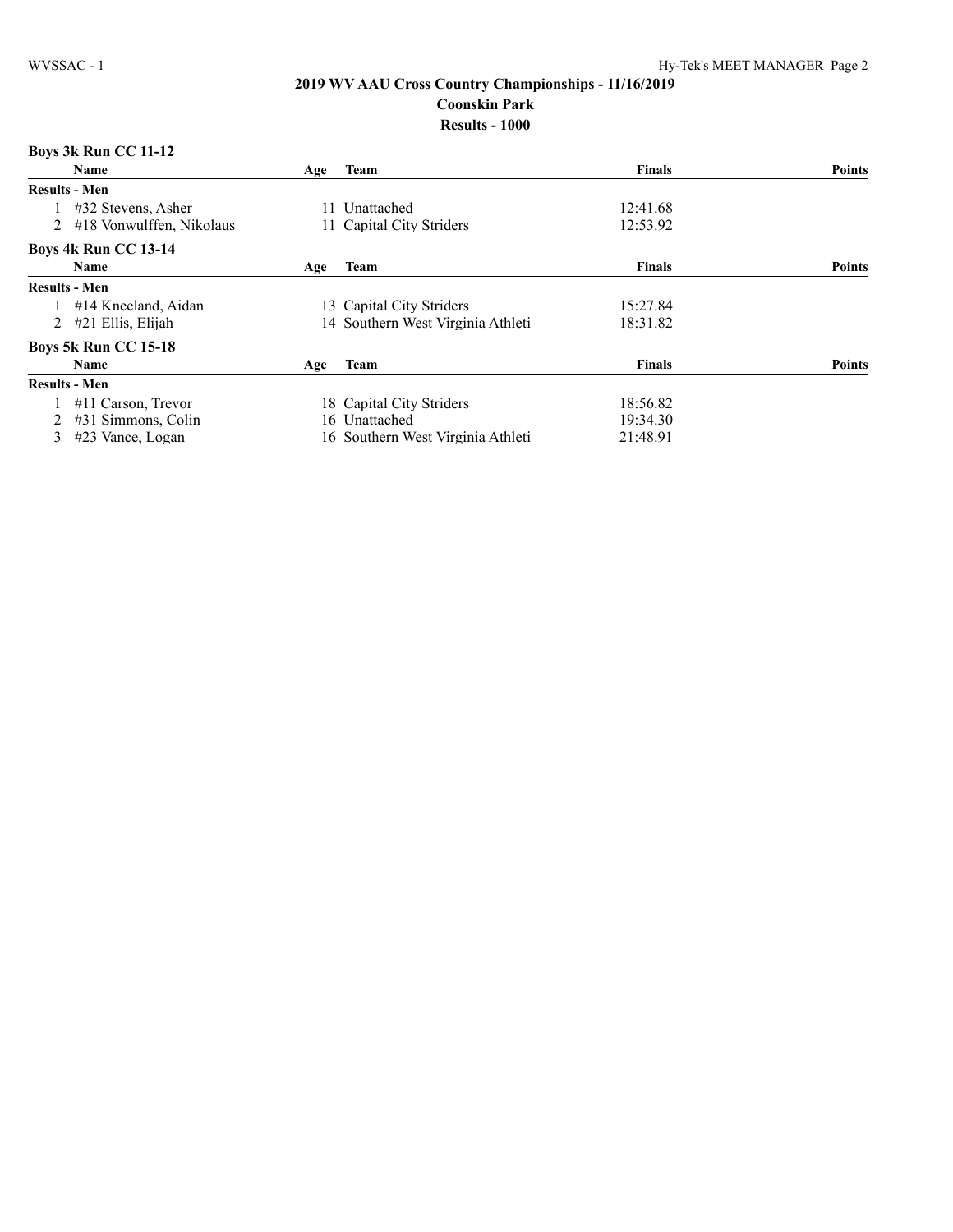# 2019 WV AAU Cross Country Championships - 11/16/2019

## Coonskin Park

## Results - 1000

### Boys 3k Run CC 11-12

| | Name | Age | Team | Finals | Points |
|---|---|---|---|---|---|
| **Results - Men** | | | | | |
| 1 | #32 Stevens, Asher | 11 | Unattached | 12:41.68 | |
| 2 | #18 Vonwulffen, Nikolaus | 11 | Capital City Striders | 12:53.92 | |

### Boys 4k Run CC 13-14

| | Name | Age | Team | Finals | Points |
|---|---|---|---|---|---|
| **Results - Men** | | | | | |
| 1 | #14 Kneeland, Aidan | 13 | Capital City Striders | 15:27.84 | |
| 2 | #21 Ellis, Elijah | 14 | Southern West Virginia Athleti | 18:31.82 | |

### Boys 5k Run CC 15-18

| | Name | Age | Team | Finals | Points |
|---|---|---|---|---|---|
| **Results - Men** | | | | | |
| 1 | #11 Carson, Trevor | 18 | Capital City Striders | 18:56.82 | |
| 2 | #31 Simmons, Colin | 16 | Unattached | 19:34.30 | |
| 3 | #23 Vance, Logan | 16 | Southern West Virginia Athleti | 21:48.91 | |